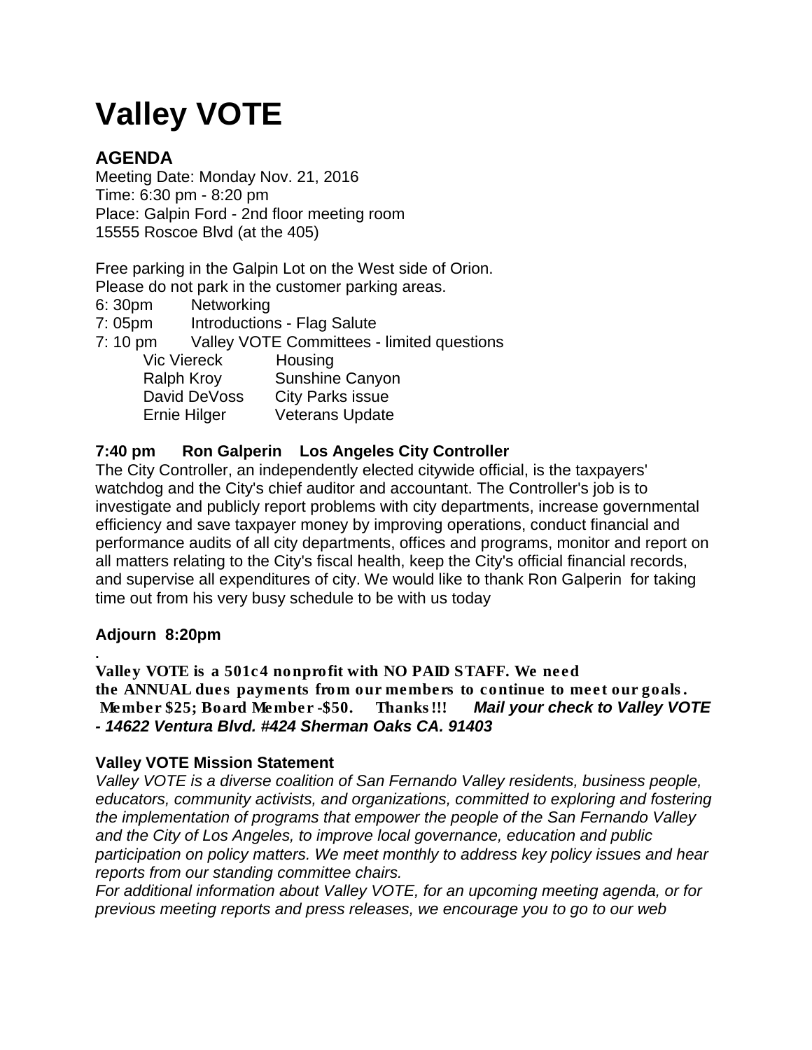# Valley VOTE

## AGENDA

Meeting Date: Monday Nov. 21, 2016
Time: 6:30 pm - 8:20 pm
Place: Galpin Ford - 2nd floor meeting room
15555 Roscoe Blvd (at the 405)

Free parking in the Galpin Lot on the West side of Orion.
Please do not park in the customer parking areas.

6: 30pm Networking
7: 05pm Introductions - Flag Salute
7: 10 pm Valley VOTE Committees - limited questions

- Vic Viereck — Housing
- Ralph Kroy — Sunshine Canyon
- David DeVoss — City Parks issue
- Ernie Hilger — Veterans Update

**7:40 pm Ron Galperin Los Angeles City Controller**

The City Controller, an independently elected citywide official, is the taxpayers' watchdog and the City's chief auditor and accountant. The Controller's job is to investigate and publicly report problems with city departments, increase governmental efficiency and save taxpayer money by improving operations, conduct financial and performance audits of all city departments, offices and programs, monitor and report on all matters relating to the City's fiscal health, keep the City's official financial records, and supervise all expenditures of city. We would like to thank Ron Galperin for taking time out from his very busy schedule to be with us today

**Adjourn 8:20pm**

.

**Valley VOTE is a 501c4 nonprofit with NO PAID STAFF. We need the ANNUAL dues payments from our members to continue to meet our goals. Member $25; Board Member -$50. Thanks!!!** ***Mail your check to Valley VOTE - 14622 Ventura Blvd. #424 Sherman Oaks CA. 91403***

**Valley VOTE Mission Statement**

*Valley VOTE is a diverse coalition of San Fernando Valley residents, business people, educators, community activists, and organizations, committed to exploring and fostering the implementation of programs that empower the people of the San Fernando Valley and the City of Los Angeles, to improve local governance, education and public participation on policy matters. We meet monthly to address key policy issues and hear reports from our standing committee chairs.*

*For additional information about Valley VOTE, for an upcoming meeting agenda, or for previous meeting reports and press releases, we encourage you to go to our web*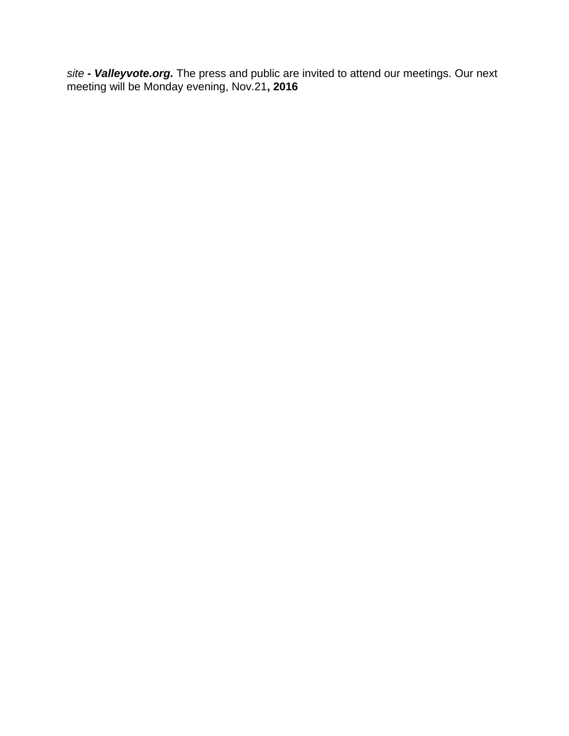*site* ***- Valleyvote.org.*** The press and public are invited to attend our meetings. Our next meeting will be Monday evening, Nov.21**, 2016**